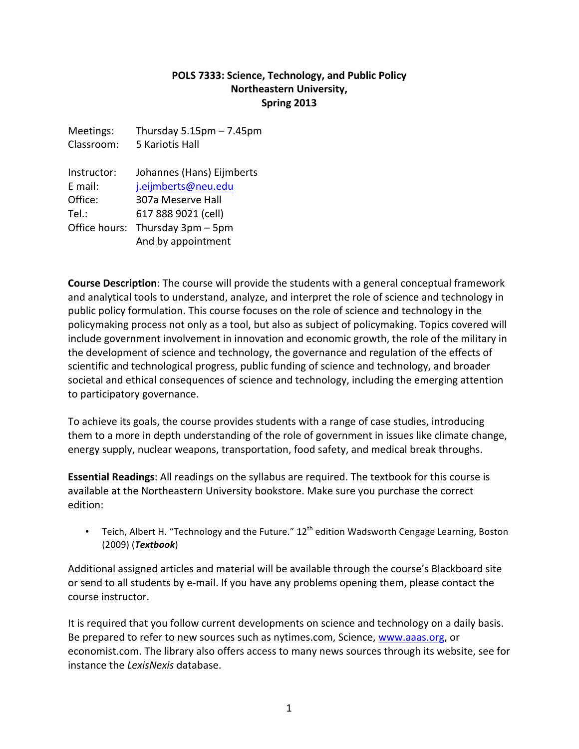**POLS 7333: Science, Technology, and Public Policy**
**Northeastern University,**
**Spring 2013**

Meetings: Thursday 5.15pm – 7.45pm
Classroom: 5 Kariotis Hall

Instructor: Johannes (Hans) Eijmberts
E mail: j.eijmberts@neu.edu
Office: 307a Meserve Hall
Tel.: 617 888 9021 (cell)
Office hours: Thursday 3pm – 5pm
And by appointment

**Course Description**: The course will provide the students with a general conceptual framework and analytical tools to understand, analyze, and interpret the role of science and technology in public policy formulation. This course focuses on the role of science and technology in the policymaking process not only as a tool, but also as subject of policymaking. Topics covered will include government involvement in innovation and economic growth, the role of the military in the development of science and technology, the governance and regulation of the effects of scientific and technological progress, public funding of science and technology, and broader societal and ethical consequences of science and technology, including the emerging attention to participatory governance.

To achieve its goals, the course provides students with a range of case studies, introducing them to a more in depth understanding of the role of government in issues like climate change, energy supply, nuclear weapons, transportation, food safety, and medical break throughs.

**Essential Readings**: All readings on the syllabus are required. The textbook for this course is available at the Northeastern University bookstore. Make sure you purchase the correct edition:

- Teich, Albert H. "Technology and the Future." 12th edition Wadsworth Cengage Learning, Boston (2009) (***Textbook***)

Additional assigned articles and material will be available through the course's Blackboard site or send to all students by e-mail. If you have any problems opening them, please contact the course instructor.

It is required that you follow current developments on science and technology on a daily basis. Be prepared to refer to new sources such as nytimes.com, Science, www.aaas.org, or economist.com. The library also offers access to many news sources through its website, see for instance the *LexisNexis* database.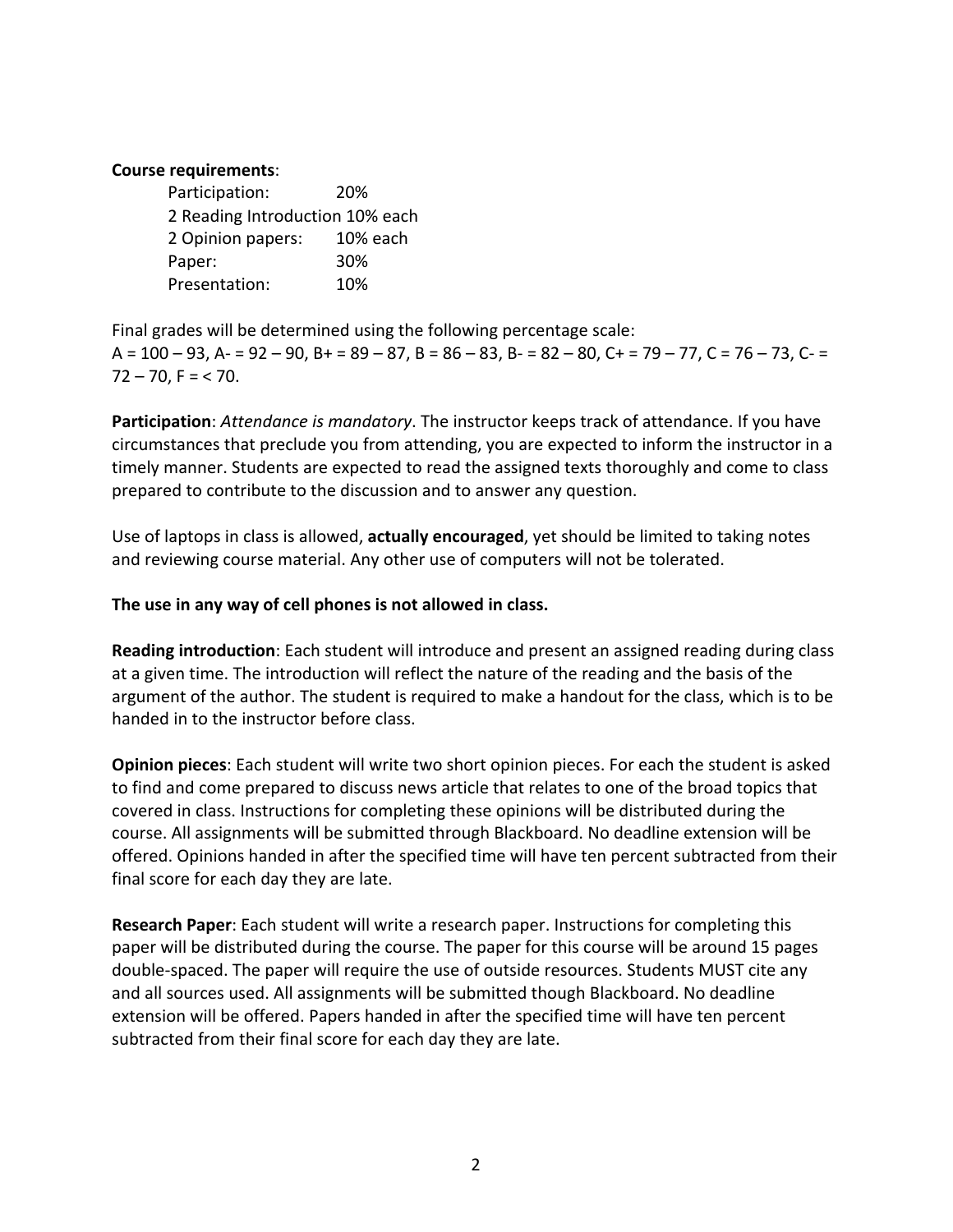**Course requirements**:

Participation: 20%
2 Reading Introduction 10% each
2 Opinion papers: 10% each
Paper: 30%
Presentation: 10%

Final grades will be determined using the following percentage scale:
A = 100 – 93, A- = 92 – 90, B+ = 89 – 87, B = 86 – 83, B- = 82 – 80, C+ = 79 – 77, C = 76 – 73, C- = 72 – 70, F = < 70.

**Participation**: *Attendance is mandatory*. The instructor keeps track of attendance. If you have circumstances that preclude you from attending, you are expected to inform the instructor in a timely manner. Students are expected to read the assigned texts thoroughly and come to class prepared to contribute to the discussion and to answer any question.

Use of laptops in class is allowed, **actually encouraged**, yet should be limited to taking notes and reviewing course material. Any other use of computers will not be tolerated.

**The use in any way of cell phones is not allowed in class.**

**Reading introduction**: Each student will introduce and present an assigned reading during class at a given time. The introduction will reflect the nature of the reading and the basis of the argument of the author. The student is required to make a handout for the class, which is to be handed in to the instructor before class.

**Opinion pieces**: Each student will write two short opinion pieces. For each the student is asked to find and come prepared to discuss news article that relates to one of the broad topics that covered in class. Instructions for completing these opinions will be distributed during the course. All assignments will be submitted through Blackboard. No deadline extension will be offered. Opinions handed in after the specified time will have ten percent subtracted from their final score for each day they are late.

**Research Paper**: Each student will write a research paper. Instructions for completing this paper will be distributed during the course. The paper for this course will be around 15 pages double-spaced. The paper will require the use of outside resources. Students MUST cite any and all sources used. All assignments will be submitted though Blackboard. No deadline extension will be offered. Papers handed in after the specified time will have ten percent subtracted from their final score for each day they are late.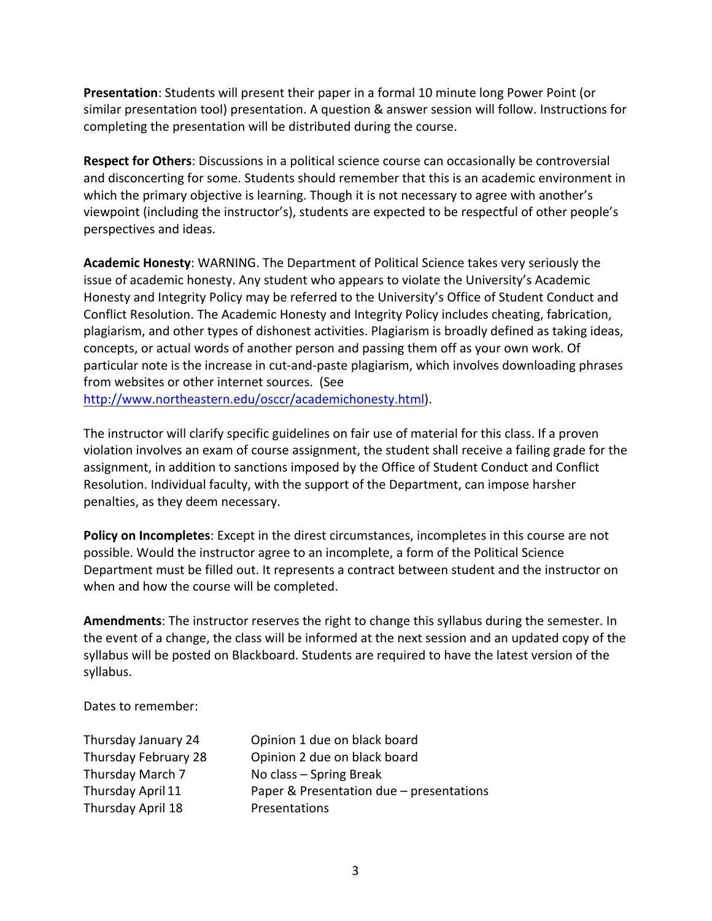**Presentation**: Students will present their paper in a formal 10 minute long Power Point (or similar presentation tool) presentation. A question & answer session will follow. Instructions for completing the presentation will be distributed during the course.

**Respect for Others**: Discussions in a political science course can occasionally be controversial and disconcerting for some. Students should remember that this is an academic environment in which the primary objective is learning. Though it is not necessary to agree with another's viewpoint (including the instructor's), students are expected to be respectful of other people's perspectives and ideas.

**Academic Honesty**: WARNING. The Department of Political Science takes very seriously the issue of academic honesty. Any student who appears to violate the University's Academic Honesty and Integrity Policy may be referred to the University's Office of Student Conduct and Conflict Resolution. The Academic Honesty and Integrity Policy includes cheating, fabrication, plagiarism, and other types of dishonest activities. Plagiarism is broadly defined as taking ideas, concepts, or actual words of another person and passing them off as your own work. Of particular note is the increase in cut-and-paste plagiarism, which involves downloading phrases from websites or other internet sources. (See http://www.northeastern.edu/osccr/academichonesty.html).

The instructor will clarify specific guidelines on fair use of material for this class. If a proven violation involves an exam of course assignment, the student shall receive a failing grade for the assignment, in addition to sanctions imposed by the Office of Student Conduct and Conflict Resolution. Individual faculty, with the support of the Department, can impose harsher penalties, as they deem necessary.

**Policy on Incompletes**: Except in the direst circumstances, incompletes in this course are not possible. Would the instructor agree to an incomplete, a form of the Political Science Department must be filled out. It represents a contract between student and the instructor on when and how the course will be completed.

**Amendments**: The instructor reserves the right to change this syllabus during the semester. In the event of a change, the class will be informed at the next session and an updated copy of the syllabus will be posted on Blackboard. Students are required to have the latest version of the syllabus.

Dates to remember:

| | |
|---|---|
| Thursday January 24 | Opinion 1 due on black board |
| Thursday February 28 | Opinion 2 due on black board |
| Thursday March 7 | No class – Spring Break |
| Thursday April 11 | Paper & Presentation due – presentations |
| Thursday April 18 | Presentations |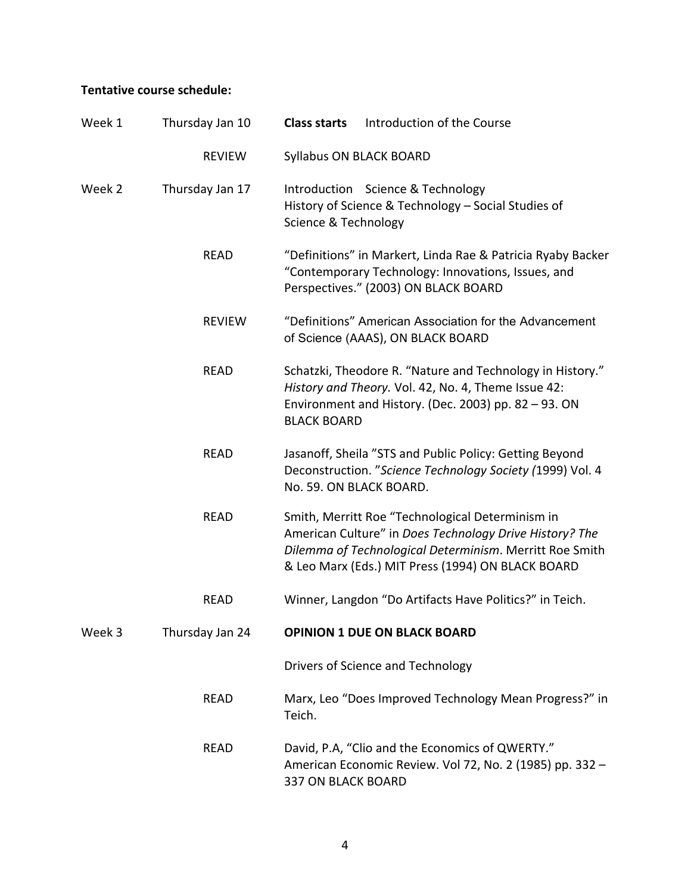**Tentative course schedule:**

| | | |
|---|---|---|
| Week 1 | Thursday Jan 10 | **Class starts** Introduction of the Course |
| | REVIEW | Syllabus ON BLACK BOARD |
| Week 2 | Thursday Jan 17 | Introduction Science & Technology<br>History of Science & Technology – Social Studies of Science & Technology |
| | READ | "Definitions" in Markert, Linda Rae & Patricia Ryaby Backer "Contemporary Technology: Innovations, Issues, and Perspectives." (2003) ON BLACK BOARD |
| | REVIEW | "Definitions" American Association for the Advancement of Science (AAAS), ON BLACK BOARD |
| | READ | Schatzki, Theodore R. "Nature and Technology in History." *History and Theory.* Vol. 42, No. 4, Theme Issue 42: Environment and History. (Dec. 2003) pp. 82 – 93. ON BLACK BOARD |
| | READ | Jasanoff, Sheila "STS and Public Policy: Getting Beyond Deconstruction. "*Science Technology Society (*1999) Vol. 4 No. 59. ON BLACK BOARD. |
| | READ | Smith, Merritt Roe "Technological Determinism in American Culture" in *Does Technology Drive History? The Dilemma of Technological Determinism*. Merritt Roe Smith & Leo Marx (Eds.) MIT Press (1994) ON BLACK BOARD |
| | READ | Winner, Langdon "Do Artifacts Have Politics?" in Teich. |
| Week 3 | Thursday Jan 24 | **OPINION 1 DUE ON BLACK BOARD** |
| | | Drivers of Science and Technology |
| | READ | Marx, Leo "Does Improved Technology Mean Progress?" in Teich. |
| | READ | David, P.A, "Clio and the Economics of QWERTY." American Economic Review. Vol 72, No. 2 (1985) pp. 332 – 337 ON BLACK BOARD |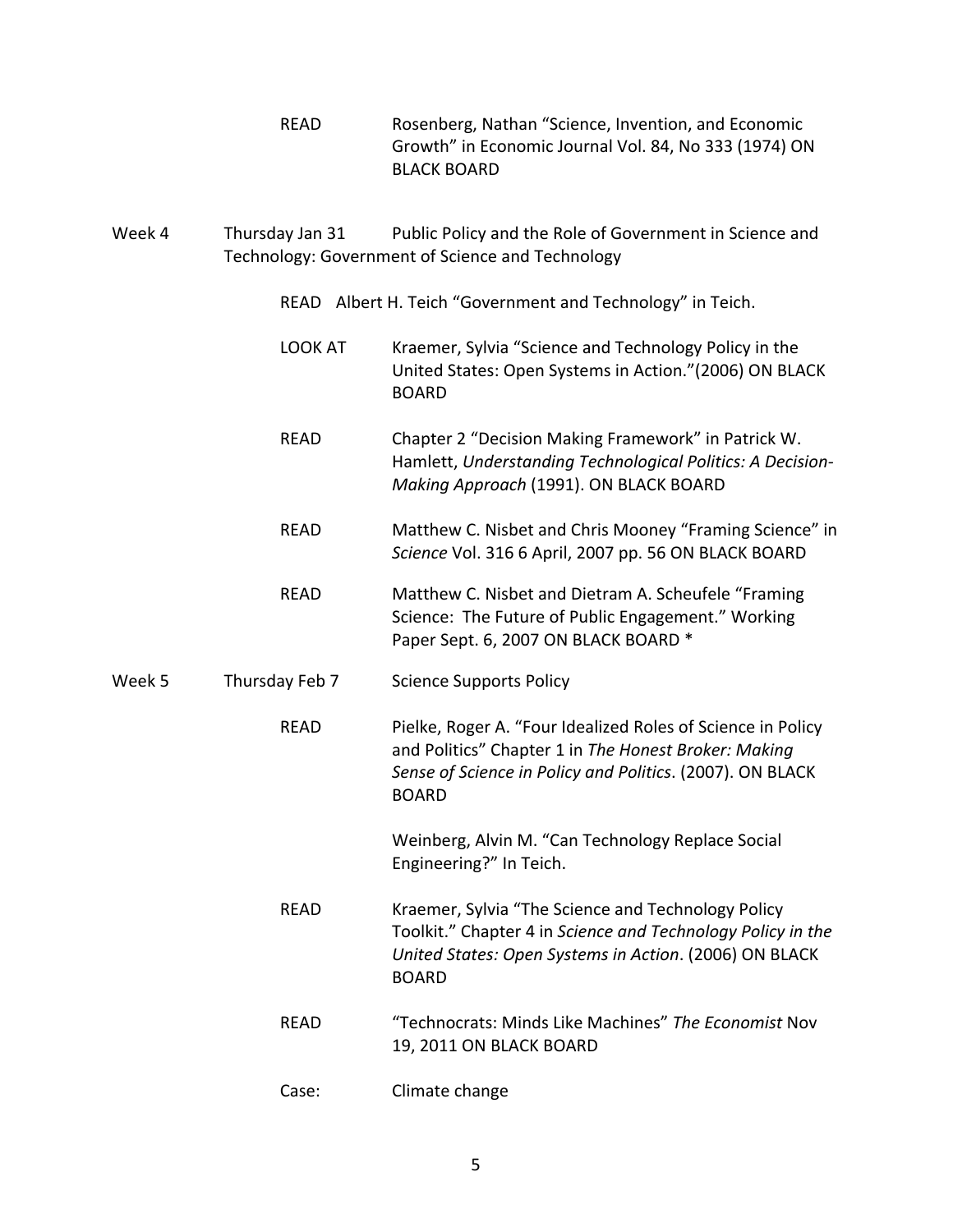READ Rosenberg, Nathan "Science, Invention, and Economic Growth" in Economic Journal Vol. 84, No 333 (1974) ON BLACK BOARD

Week 4 Thursday Jan 31 Public Policy and the Role of Government in Science and Technology: Government of Science and Technology

READ Albert H. Teich "Government and Technology" in Teich.

LOOK AT Kraemer, Sylvia "Science and Technology Policy in the United States: Open Systems in Action."(2006) ON BLACK BOARD

READ Chapter 2 "Decision Making Framework" in Patrick W. Hamlett, *Understanding Technological Politics: A Decision-Making Approach* (1991). ON BLACK BOARD

READ Matthew C. Nisbet and Chris Mooney "Framing Science" in *Science* Vol. 316 6 April, 2007 pp. 56 ON BLACK BOARD

READ Matthew C. Nisbet and Dietram A. Scheufele "Framing Science: The Future of Public Engagement." Working Paper Sept. 6, 2007 ON BLACK BOARD *

Week 5 Thursday Feb 7 Science Supports Policy

READ Pielke, Roger A. "Four Idealized Roles of Science in Policy and Politics" Chapter 1 in *The Honest Broker: Making Sense of Science in Policy and Politics*. (2007). ON BLACK BOARD

Weinberg, Alvin M. "Can Technology Replace Social Engineering?" In Teich.

READ Kraemer, Sylvia "The Science and Technology Policy Toolkit." Chapter 4 in *Science and Technology Policy in the United States: Open Systems in Action*. (2006) ON BLACK BOARD

READ "Technocrats: Minds Like Machines" *The Economist* Nov 19, 2011 ON BLACK BOARD

Case: Climate change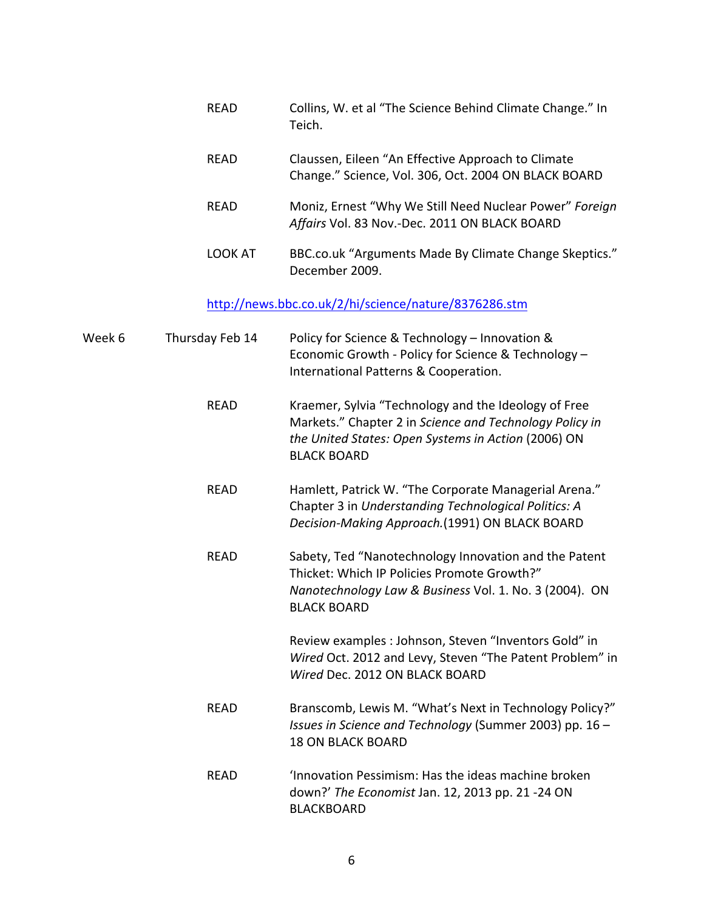READ Collins, W. et al "The Science Behind Climate Change." In Teich.

READ Claussen, Eileen "An Effective Approach to Climate Change." Science, Vol. 306, Oct. 2004 ON BLACK BOARD

READ Moniz, Ernest "Why We Still Need Nuclear Power" *Foreign Affairs* Vol. 83 Nov.-Dec. 2011 ON BLACK BOARD

LOOK AT BBC.co.uk "Arguments Made By Climate Change Skeptics." December 2009.

http://news.bbc.co.uk/2/hi/science/nature/8376286.stm

Week 6 Thursday Feb 14 Policy for Science & Technology – Innovation & Economic Growth - Policy for Science & Technology – International Patterns & Cooperation.

READ Kraemer, Sylvia "Technology and the Ideology of Free Markets." Chapter 2 in *Science and Technology Policy in the United States: Open Systems in Action* (2006) ON BLACK BOARD

READ Hamlett, Patrick W. "The Corporate Managerial Arena." Chapter 3 in *Understanding Technological Politics: A Decision-Making Approach.*(1991) ON BLACK BOARD

READ Sabety, Ted "Nanotechnology Innovation and the Patent Thicket: Which IP Policies Promote Growth?" *Nanotechnology Law & Business* Vol. 1. No. 3 (2004). ON BLACK BOARD

Review examples : Johnson, Steven "Inventors Gold" in *Wired* Oct. 2012 and Levy, Steven "The Patent Problem" in *Wired* Dec. 2012 ON BLACK BOARD

READ Branscomb, Lewis M. "What's Next in Technology Policy?" *Issues in Science and Technology* (Summer 2003) pp. 16 – 18 ON BLACK BOARD

READ 'Innovation Pessimism: Has the ideas machine broken down?' *The Economist* Jan. 12, 2013 pp. 21 -24 ON BLACKBOARD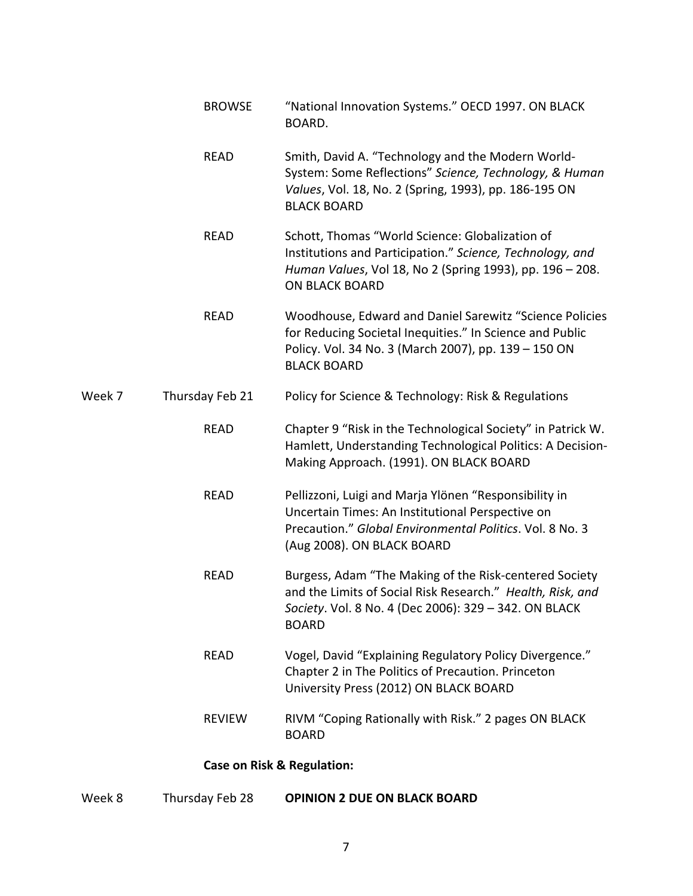| | | |
|---|---|---|
| | BROWSE | "National Innovation Systems." OECD 1997. ON BLACK BOARD. |
| | READ | Smith, David A. "Technology and the Modern World-System: Some Reflections" *Science, Technology, & Human Values*, Vol. 18, No. 2 (Spring, 1993), pp. 186-195 ON BLACK BOARD |
| | READ | Schott, Thomas "World Science: Globalization of Institutions and Participation." *Science, Technology, and Human Values*, Vol 18, No 2 (Spring 1993), pp. 196 – 208. ON BLACK BOARD |
| | READ | Woodhouse, Edward and Daniel Sarewitz "Science Policies for Reducing Societal Inequities." In Science and Public Policy. Vol. 34 No. 3 (March 2007), pp. 139 – 150 ON BLACK BOARD |
| Week 7 | Thursday Feb 21 | Policy for Science & Technology: Risk & Regulations |
| | READ | Chapter 9 "Risk in the Technological Society" in Patrick W. Hamlett, Understanding Technological Politics: A Decision-Making Approach. (1991). ON BLACK BOARD |
| | READ | Pellizzoni, Luigi and Marja Ylönen "Responsibility in Uncertain Times: An Institutional Perspective on Precaution." *Global Environmental Politics*. Vol. 8 No. 3 (Aug 2008). ON BLACK BOARD |
| | READ | Burgess, Adam "The Making of the Risk-centered Society and the Limits of Social Risk Research." *Health, Risk, and Society*. Vol. 8 No. 4 (Dec 2006): 329 – 342. ON BLACK BOARD |
| | READ | Vogel, David "Explaining Regulatory Policy Divergence." Chapter 2 in The Politics of Precaution. Princeton University Press (2012) ON BLACK BOARD |
| | REVIEW | RIVM "Coping Rationally with Risk." 2 pages ON BLACK BOARD |
| | **Case on Risk & Regulation:** | |
| Week 8 | Thursday Feb 28 | **OPINION 2 DUE ON BLACK BOARD** |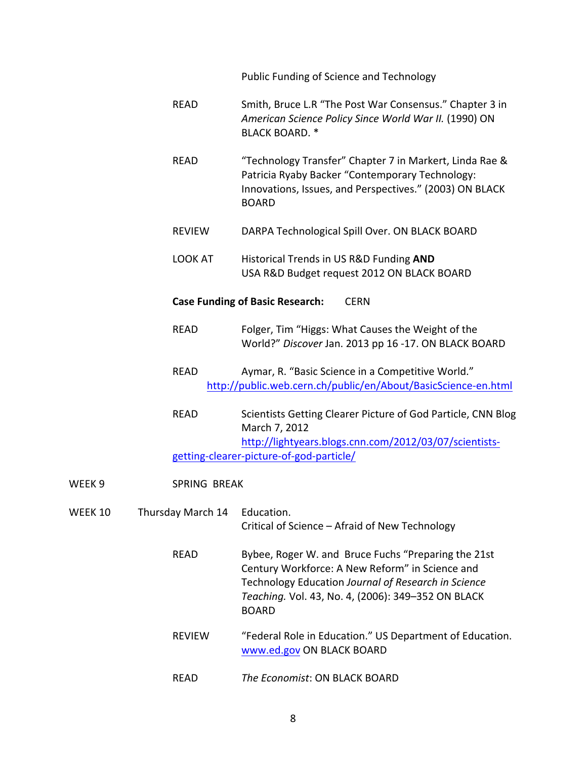Public Funding of Science and Technology

READ — Smith, Bruce L.R "The Post War Consensus." Chapter 3 in *American Science Policy Since World War II.* (1990) ON BLACK BOARD. *

READ — "Technology Transfer" Chapter 7 in Markert, Linda Rae & Patricia Ryaby Backer "Contemporary Technology: Innovations, Issues, and Perspectives." (2003) ON BLACK BOARD

REVIEW — DARPA Technological Spill Over. ON BLACK BOARD

LOOK AT — Historical Trends in US R&D Funding **AND** USA R&D Budget request 2012 ON BLACK BOARD

**Case Funding of Basic Research:** CERN

READ — Folger, Tim "Higgs: What Causes the Weight of the World?" *Discover* Jan. 2013 pp 16 -17. ON BLACK BOARD

READ — Aymar, R. "Basic Science in a Competitive World." http://public.web.cern.ch/public/en/About/BasicScience-en.html

READ — Scientists Getting Clearer Picture of God Particle, CNN Blog March 7, 2012 http://lightyears.blogs.cnn.com/2012/03/07/scientists-getting-clearer-picture-of-god-particle/

WEEK 9 — SPRING BREAK

WEEK 10 — Thursday March 14 — Education.
Critical of Science – Afraid of New Technology

READ — Bybee, Roger W. and Bruce Fuchs "Preparing the 21st Century Workforce: A New Reform" in Science and Technology Education *Journal of Research in Science Teaching.* Vol. 43, No. 4, (2006): 349–352 ON BLACK BOARD

REVIEW — "Federal Role in Education." US Department of Education. www.ed.gov ON BLACK BOARD

READ — *The Economist*: ON BLACK BOARD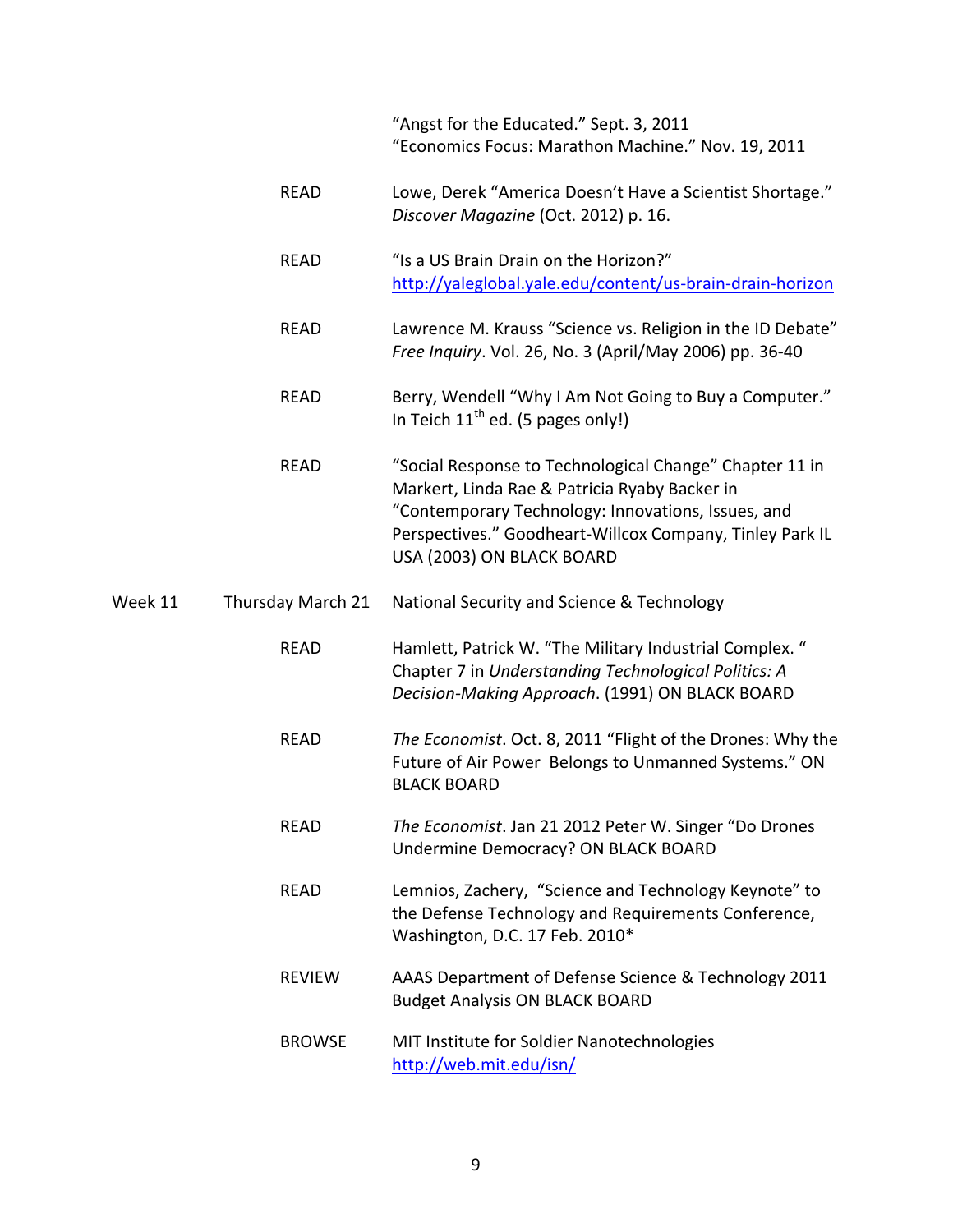| | | |
|---|---|---|
| | | "Angst for the Educated." Sept. 3, 2011<br>"Economics Focus: Marathon Machine." Nov. 19, 2011 |
| | READ | Lowe, Derek "America Doesn't Have a Scientist Shortage." *Discover Magazine* (Oct. 2012) p. 16. |
| | READ | "Is a US Brain Drain on the Horizon?" http://yaleglobal.yale.edu/content/us-brain-drain-horizon |
| | READ | Lawrence M. Krauss "Science vs. Religion in the ID Debate" *Free Inquiry*. Vol. 26, No. 3 (April/May 2006) pp. 36-40 |
| | READ | Berry, Wendell "Why I Am Not Going to Buy a Computer." In Teich 11th ed. (5 pages only!) |
| | READ | "Social Response to Technological Change" Chapter 11 in Markert, Linda Rae & Patricia Ryaby Backer in "Contemporary Technology: Innovations, Issues, and Perspectives." Goodheart-Willcox Company, Tinley Park IL USA (2003) ON BLACK BOARD |
| Week 11 | Thursday March 21 | National Security and Science & Technology |
| | READ | Hamlett, Patrick W. "The Military Industrial Complex. " Chapter 7 in *Understanding Technological Politics: A Decision-Making Approach*. (1991) ON BLACK BOARD |
| | READ | *The Economist*. Oct. 8, 2011 "Flight of the Drones: Why the Future of Air Power Belongs to Unmanned Systems." ON BLACK BOARD |
| | READ | *The Economist*. Jan 21 2012 Peter W. Singer "Do Drones Undermine Democracy? ON BLACK BOARD |
| | READ | Lemnios, Zachery, "Science and Technology Keynote" to the Defense Technology and Requirements Conference, Washington, D.C. 17 Feb. 2010* |
| | REVIEW | AAAS Department of Defense Science & Technology 2011 Budget Analysis ON BLACK BOARD |
| | BROWSE | MIT Institute for Soldier Nanotechnologies http://web.mit.edu/isn/ |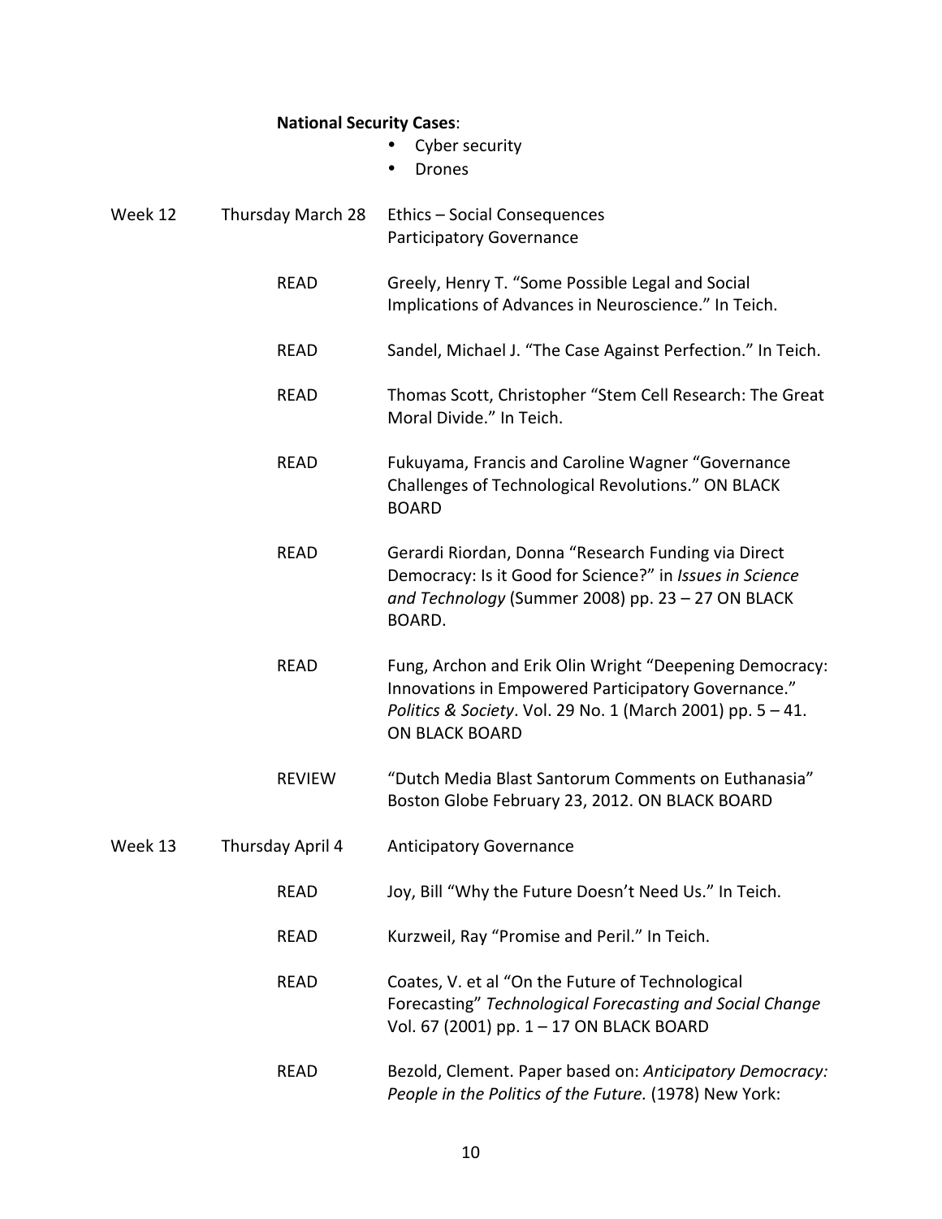**National Security Cases**:

- Cyber security
- Drones

| | | |
|---|---|---|
| Week 12 | Thursday March 28 | Ethics – Social Consequences<br>Participatory Governance |
| | READ | Greely, Henry T. "Some Possible Legal and Social Implications of Advances in Neuroscience." In Teich. |
| | READ | Sandel, Michael J. "The Case Against Perfection." In Teich. |
| | READ | Thomas Scott, Christopher "Stem Cell Research: The Great Moral Divide." In Teich. |
| | READ | Fukuyama, Francis and Caroline Wagner "Governance Challenges of Technological Revolutions." ON BLACK BOARD |
| | READ | Gerardi Riordan, Donna "Research Funding via Direct Democracy: Is it Good for Science?" in *Issues in Science and Technology* (Summer 2008) pp. 23 – 27 ON BLACK BOARD. |
| | READ | Fung, Archon and Erik Olin Wright "Deepening Democracy: Innovations in Empowered Participatory Governance." *Politics & Society*. Vol. 29 No. 1 (March 2001) pp. 5 – 41. ON BLACK BOARD |
| | REVIEW | "Dutch Media Blast Santorum Comments on Euthanasia" Boston Globe February 23, 2012. ON BLACK BOARD |
| Week 13 | Thursday April 4 | Anticipatory Governance |
| | READ | Joy, Bill "Why the Future Doesn't Need Us." In Teich. |
| | READ | Kurzweil, Ray "Promise and Peril." In Teich. |
| | READ | Coates, V. et al "On the Future of Technological Forecasting" *Technological Forecasting and Social Change* Vol. 67 (2001) pp. 1 – 17 ON BLACK BOARD |
| | READ | Bezold, Clement. Paper based on: *Anticipatory Democracy: People in the Politics of the Future.* (1978) New York: |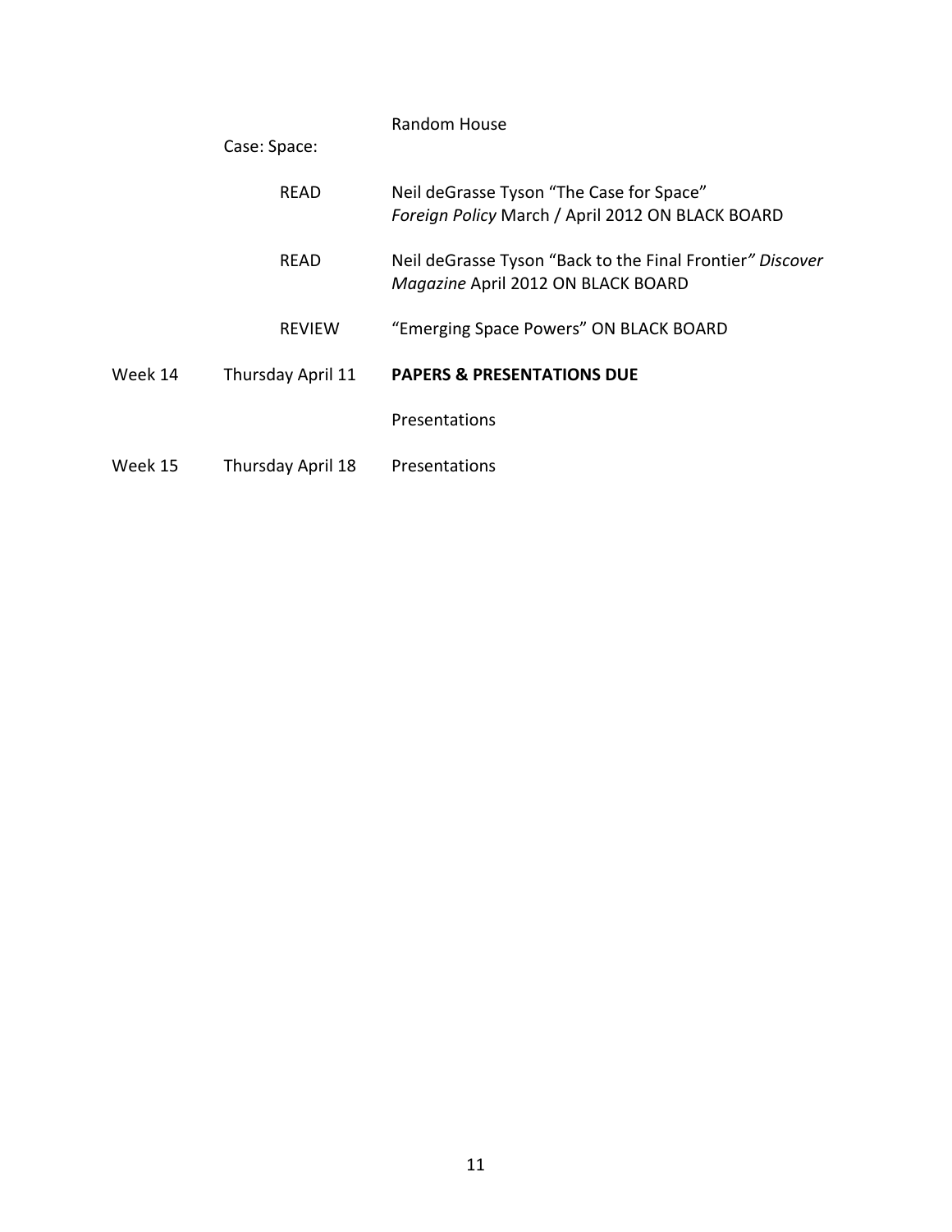| | | |
|---|---|---|
| | | Random House |
| | Case: Space: | |
| | READ | Neil deGrasse Tyson "The Case for Space" *Foreign Policy* March / April 2012 ON BLACK BOARD |
| | READ | Neil deGrasse Tyson "Back to the Final Frontier" *Discover Magazine* April 2012 ON BLACK BOARD |
| | REVIEW | "Emerging Space Powers" ON BLACK BOARD |
| Week 14 | Thursday April 11 | **PAPERS & PRESENTATIONS DUE** |
| | | Presentations |
| Week 15 | Thursday April 18 | Presentations |